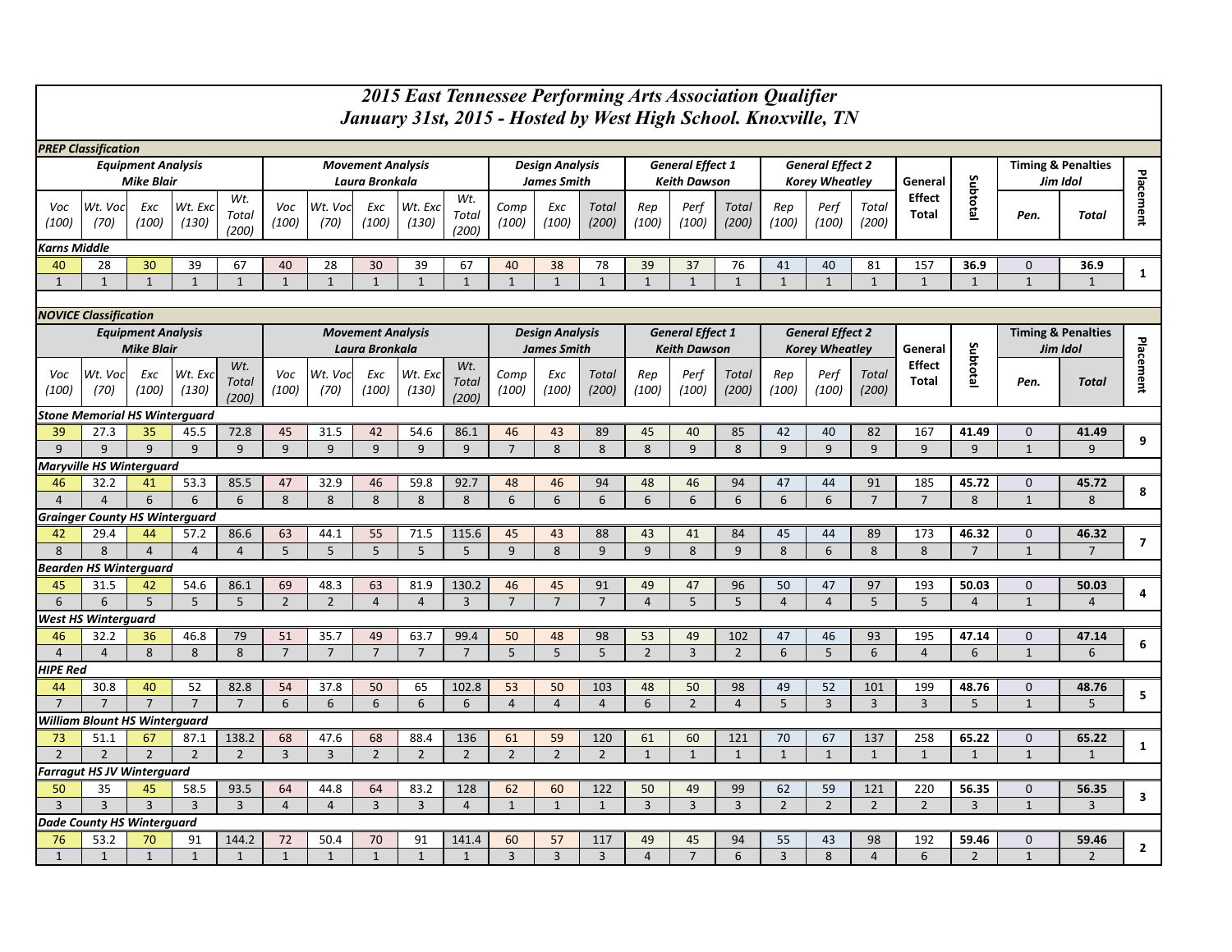# 2015 East Tennessee Performing Arts Association Qualifier

## January 31st, 2015 - Hosted by West High School. Knoxville, TN

### PREP Classification

| Equipment Analysis Mike Blair | | | | | Movement Analysis Laura Bronkala | | | | | Design Analysis James Smith | | | General Effect 1 Keith Dawson | | | General Effect 2 Korey Wheatley | | | General Effect Total | Subtotal | Timing & Penalties Jim Idol | | Placement |
|---|---|---|---|---|---|---|---|---|---|---|---|---|---|---|---|---|---|---|---|---|---|---|---|
| Voc (100) | Wt. Voc (70) | Exc (100) | Wt. Exc (130) | Wt. Total (200) | Voc (100) | Wt. Voc (70) | Exc (100) | Wt. Exc (130) | Wt. Total (200) | Comp (100) | Exc (100) | Total (200) | Rep (100) | Perf (100) | Total (200) | Rep (100) | Perf (100) | Total (200) | | | Pen. | Total | |
| **Karns Middle** | | | | | | | | | | | | | | | | | | | | | | | |
| 40 | 28 | 30 | 39 | 67 | 40 | 28 | 30 | 39 | 67 | 40 | 38 | 78 | 39 | 37 | 76 | 41 | 40 | 81 | 157 | **36.9** | 0 | **36.9** | 1 |
| 1 | 1 | 1 | 1 | 1 | 1 | 1 | 1 | 1 | 1 | 1 | 1 | 1 | 1 | 1 | 1 | 1 | 1 | 1 | 1 | 1 | 1 | 1 | |

### NOVICE Classification

| Equipment Analysis Mike Blair | | | | | Movement Analysis Laura Bronkala | | | | | Design Analysis James Smith | | | General Effect 1 Keith Dawson | | | General Effect 2 Korey Wheatley | | | General Effect Total | Subtotal | Timing & Penalties Jim Idol | | Placement |
|---|---|---|---|---|---|---|---|---|---|---|---|---|---|---|---|---|---|---|---|---|---|---|---|
| Voc (100) | Wt. Voc (70) | Exc (100) | Wt. Exc (130) | Wt. Total (200) | Voc (100) | Wt. Voc (70) | Exc (100) | Wt. Exc (130) | Wt. Total (200) | Comp (100) | Exc (100) | Total (200) | Rep (100) | Perf (100) | Total (200) | Rep (100) | Perf (100) | Total (200) | | | Pen. | Total | |
| **Stone Memorial HS Winterguard** | | | | | | | | | | | | | | | | | | | | | | | |
| 39 | 27.3 | 35 | 45.5 | 72.8 | 45 | 31.5 | 42 | 54.6 | 86.1 | 46 | 43 | 89 | 45 | 40 | 85 | 42 | 40 | 82 | 167 | **41.49** | 0 | **41.49** | 9 |
| 9 | 9 | 9 | 9 | 9 | 9 | 9 | 9 | 9 | 9 | 7 | 8 | 8 | 8 | 9 | 8 | 9 | 9 | 9 | 9 | 9 | 1 | 9 | |
| **Maryville HS Winterguard** | | | | | | | | | | | | | | | | | | | | | | | |
| 46 | 32.2 | 41 | 53.3 | 85.5 | 47 | 32.9 | 46 | 59.8 | 92.7 | 48 | 46 | 94 | 48 | 46 | 94 | 47 | 44 | 91 | 185 | **45.72** | 0 | **45.72** | 8 |
| 4 | 4 | 6 | 6 | 6 | 8 | 8 | 8 | 8 | 8 | 6 | 6 | 6 | 6 | 6 | 6 | 6 | 6 | 7 | 7 | 8 | 1 | 8 | |
| **Grainger County HS Winterguard** | | | | | | | | | | | | | | | | | | | | | | | |
| 42 | 29.4 | 44 | 57.2 | 86.6 | 63 | 44.1 | 55 | 71.5 | 115.6 | 45 | 43 | 88 | 43 | 41 | 84 | 45 | 44 | 89 | 173 | **46.32** | 0 | **46.32** | 7 |
| 8 | 8 | 4 | 4 | 4 | 5 | 5 | 5 | 5 | 5 | 9 | 8 | 9 | 9 | 8 | 9 | 8 | 6 | 8 | 8 | 7 | 1 | 7 | |
| **Bearden HS Winterguard** | | | | | | | | | | | | | | | | | | | | | | | |
| 45 | 31.5 | 42 | 54.6 | 86.1 | 69 | 48.3 | 63 | 81.9 | 130.2 | 46 | 45 | 91 | 49 | 47 | 96 | 50 | 47 | 97 | 193 | **50.03** | 0 | **50.03** | 4 |
| 6 | 6 | 5 | 5 | 5 | 2 | 2 | 4 | 4 | 3 | 7 | 7 | 7 | 4 | 5 | 5 | 4 | 4 | 5 | 5 | 4 | 1 | 4 | |
| **West HS Winterguard** | | | | | | | | | | | | | | | | | | | | | | | |
| 46 | 32.2 | 36 | 46.8 | 79 | 51 | 35.7 | 49 | 63.7 | 99.4 | 50 | 48 | 98 | 53 | 49 | 102 | 47 | 46 | 93 | 195 | **47.14** | 0 | **47.14** | 6 |
| 4 | 4 | 8 | 8 | 8 | 7 | 7 | 7 | 7 | 7 | 5 | 5 | 5 | 2 | 3 | 2 | 6 | 5 | 6 | 4 | 6 | 1 | 6 | |
| **HIPE Red** | | | | | | | | | | | | | | | | | | | | | | | |
| 44 | 30.8 | 40 | 52 | 82.8 | 54 | 37.8 | 50 | 65 | 102.8 | 53 | 50 | 103 | 48 | 50 | 98 | 49 | 52 | 101 | 199 | **48.76** | 0 | **48.76** | 5 |
| 7 | 7 | 7 | 7 | 7 | 6 | 6 | 6 | 6 | 6 | 4 | 4 | 4 | 6 | 2 | 4 | 5 | 3 | 3 | 3 | 5 | 1 | 5 | |
| **William Blount HS Winterguard** | | | | | | | | | | | | | | | | | | | | | | | |
| 73 | 51.1 | 67 | 87.1 | 138.2 | 68 | 47.6 | 68 | 88.4 | 136 | 61 | 59 | 120 | 61 | 60 | 121 | 70 | 67 | 137 | 258 | **65.22** | 0 | **65.22** | 1 |
| 2 | 2 | 2 | 2 | 2 | 3 | 3 | 2 | 2 | 2 | 2 | 2 | 2 | 1 | 1 | 1 | 1 | 1 | 1 | 1 | 1 | 1 | 1 | |
| **Farragut HS JV Winterguard** | | | | | | | | | | | | | | | | | | | | | | | |
| 50 | 35 | 45 | 58.5 | 93.5 | 64 | 44.8 | 64 | 83.2 | 128 | 62 | 60 | 122 | 50 | 49 | 99 | 62 | 59 | 121 | 220 | **56.35** | 0 | **56.35** | 3 |
| 3 | 3 | 3 | 3 | 3 | 4 | 4 | 3 | 3 | 4 | 1 | 1 | 1 | 3 | 3 | 3 | 2 | 2 | 2 | 2 | 3 | 1 | 3 | |
| **Dade County HS Winterguard** | | | | | | | | | | | | | | | | | | | | | | | |
| 76 | 53.2 | 70 | 91 | 144.2 | 72 | 50.4 | 70 | 91 | 141.4 | 60 | 57 | 117 | 49 | 45 | 94 | 55 | 43 | 98 | 192 | **59.46** | 0 | **59.46** | 2 |
| 1 | 1 | 1 | 1 | 1 | 1 | 1 | 1 | 1 | 1 | 3 | 3 | 3 | 4 | 7 | 6 | 3 | 8 | 4 | 6 | 2 | 1 | 2 | |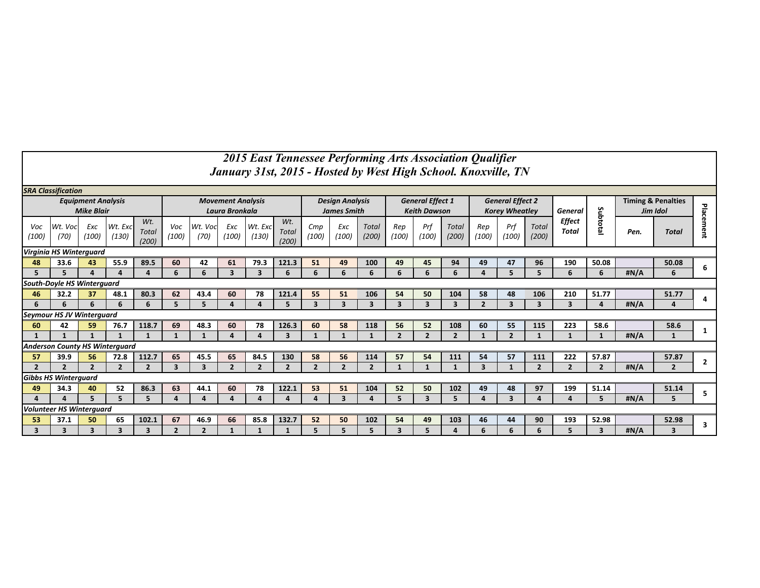# 2015 East Tennessee Performing Arts Association Qualifier

## January 31st, 2015 - Hosted by West High School. Knoxville, TN

### SRA Classification

| Equipment Analysis Mike Blair | | | | | Movement Analysis Laura Bronkala | | | | | Design Analysis James Smith | | | General Effect 1 Keith Dawson | | | General Effect 2 Korey Wheatley | | | General Effect Total | Subtotal | Timing & Penalties Jim Idol | | Placement |
|---|---|---|---|---|---|---|---|---|---|---|---|---|---|---|---|---|---|---|---|---|---|---|---|
| Voc (100) | Wt. Voc (70) | Exc (100) | Wt. Exc (130) | Wt. Total (200) | Voc (100) | Wt. Voc (70) | Exc (100) | Wt. Exc (130) | Wt. Total (200) | Cmp (100) | Exc (100) | Total (200) | Rep (100) | Prf (100) | Total (200) | Rep (100) | Prf (100) | Total (200) | | | Pen. | Total | |
| **Virginia HS Winterguard** | | | | | | | | | | | | | | | | | | | | | | | |
| 48 | 33.6 | 43 | 55.9 | 89.5 | 60 | 42 | 61 | 79.3 | 121.3 | 51 | 49 | 100 | 49 | 45 | 94 | 49 | 47 | 96 | 190 | 50.08 | | 50.08 | 6 |
| 5 | 5 | 4 | 4 | 4 | 6 | 6 | 3 | 3 | 6 | 6 | 6 | 6 | 6 | 6 | 6 | 4 | 5 | 5 | 6 | 6 | #N/A | 6 | |
| **South-Doyle HS Winterguard** | | | | | | | | | | | | | | | | | | | | | | | |
| 46 | 32.2 | 37 | 48.1 | 80.3 | 62 | 43.4 | 60 | 78 | 121.4 | 55 | 51 | 106 | 54 | 50 | 104 | 58 | 48 | 106 | 210 | 51.77 | | 51.77 | 4 |
| 6 | 6 | 6 | 6 | 6 | 5 | 5 | 4 | 4 | 5 | 3 | 3 | 3 | 3 | 3 | 3 | 2 | 3 | 3 | 3 | 4 | #N/A | 4 | |
| **Seymour HS JV Winterguard** | | | | | | | | | | | | | | | | | | | | | | | |
| 60 | 42 | 59 | 76.7 | 118.7 | 69 | 48.3 | 60 | 78 | 126.3 | 60 | 58 | 118 | 56 | 52 | 108 | 60 | 55 | 115 | 223 | 58.6 | | 58.6 | 1 |
| 1 | 1 | 1 | 1 | 1 | 1 | 1 | 4 | 4 | 3 | 1 | 1 | 1 | 2 | 2 | 2 | 1 | 2 | 1 | 1 | 1 | #N/A | 1 | |
| **Anderson County HS Winterguard** | | | | | | | | | | | | | | | | | | | | | | | |
| 57 | 39.9 | 56 | 72.8 | 112.7 | 65 | 45.5 | 65 | 84.5 | 130 | 58 | 56 | 114 | 57 | 54 | 111 | 54 | 57 | 111 | 222 | 57.87 | | 57.87 | 2 |
| 2 | 2 | 2 | 2 | 2 | 3 | 3 | 2 | 2 | 2 | 2 | 2 | 2 | 1 | 1 | 1 | 3 | 1 | 2 | 2 | 2 | #N/A | 2 | |
| **Gibbs HS Winterguard** | | | | | | | | | | | | | | | | | | | | | | | |
| 49 | 34.3 | 40 | 52 | 86.3 | 63 | 44.1 | 60 | 78 | 122.1 | 53 | 51 | 104 | 52 | 50 | 102 | 49 | 48 | 97 | 199 | 51.14 | | 51.14 | 5 |
| 4 | 4 | 5 | 5 | 5 | 4 | 4 | 4 | 4 | 4 | 4 | 3 | 4 | 5 | 3 | 5 | 4 | 3 | 4 | 4 | 5 | #N/A | 5 | |
| **Volunteer HS Winterguard** | | | | | | | | | | | | | | | | | | | | | | | |
| 53 | 37.1 | 50 | 65 | 102.1 | 67 | 46.9 | 66 | 85.8 | 132.7 | 52 | 50 | 102 | 54 | 49 | 103 | 46 | 44 | 90 | 193 | 52.98 | | 52.98 | 3 |
| 3 | 3 | 3 | 3 | 3 | 2 | 2 | 1 | 1 | 1 | 5 | 5 | 5 | 3 | 5 | 4 | 6 | 6 | 6 | 5 | 3 | #N/A | 3 | |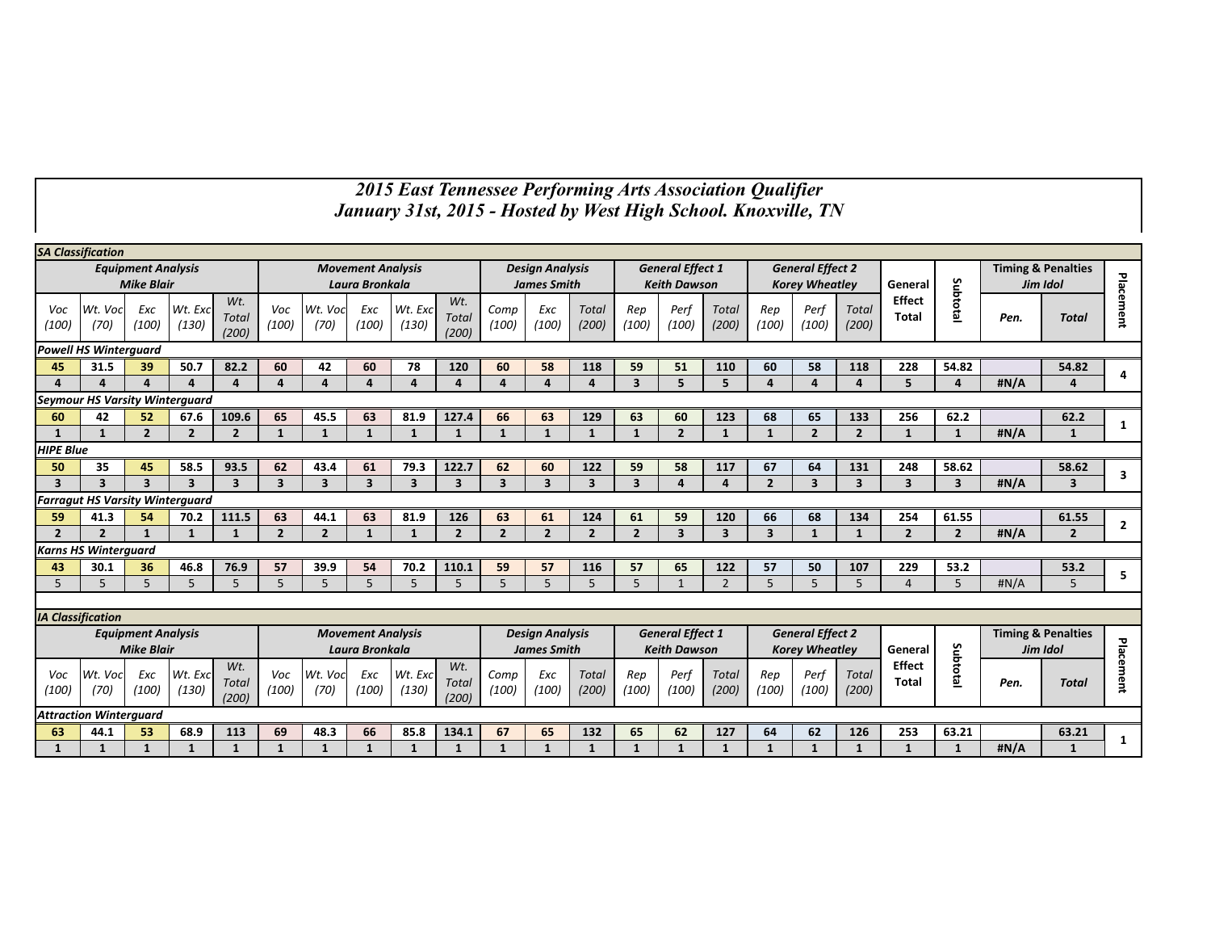# 2015 East Tennessee Performing Arts Association Qualifier
## January 31st, 2015 - Hosted by West High School. Knoxville, TN

### SA Classification

| Equipment Analysis Mike Blair | | | | | Movement Analysis Laura Bronkala | | | | | Design Analysis James Smith | | | General Effect 1 Keith Dawson | | | General Effect 2 Korey Wheatley | | | General Effect Total | Subtotal | Timing & Penalties Jim Idol | | Placement |
|---|---|---|---|---|---|---|---|---|---|---|---|---|---|---|---|---|---|---|---|---|---|---|---|
| Voc (100) | Wt. Voc (70) | Exc (100) | Wt. Exc (130) | Wt. Total (200) | Voc (100) | Wt. Voc (70) | Exc (100) | Wt. Exc (130) | Wt. Total (200) | Comp (100) | Exc (100) | Total (200) | Rep (100) | Perf (100) | Total (200) | Rep (100) | Perf (100) | Total (200) | | | Pen. | Total | |
| **Powell HS Winterguard** | | | | | | | | | | | | | | | | | | | | | | | |
| 45 | 31.5 | 39 | 50.7 | 82.2 | 60 | 42 | 60 | 78 | 120 | 60 | 58 | 118 | 59 | 51 | 110 | 60 | 58 | 118 | 228 | 54.82 | | 54.82 | 4 |
| 4 | 4 | 4 | 4 | 4 | 4 | 4 | 4 | 4 | 4 | 4 | 4 | 4 | 3 | 5 | 5 | 4 | 4 | 4 | 5 | 4 | #N/A | 4 | |
| **Seymour HS Varsity Winterguard** | | | | | | | | | | | | | | | | | | | | | | | |
| 60 | 42 | 52 | 67.6 | 109.6 | 65 | 45.5 | 63 | 81.9 | 127.4 | 66 | 63 | 129 | 63 | 60 | 123 | 68 | 65 | 133 | 256 | 62.2 | | 62.2 | 1 |
| 1 | 1 | 2 | 2 | 2 | 1 | 1 | 1 | 1 | 1 | 1 | 1 | 1 | 1 | 2 | 1 | 1 | 2 | 2 | 1 | 1 | #N/A | 1 | |
| **HIPE Blue** | | | | | | | | | | | | | | | | | | | | | | | |
| 50 | 35 | 45 | 58.5 | 93.5 | 62 | 43.4 | 61 | 79.3 | 122.7 | 62 | 60 | 122 | 59 | 58 | 117 | 67 | 64 | 131 | 248 | 58.62 | | 58.62 | 3 |
| 3 | 3 | 3 | 3 | 3 | 3 | 3 | 3 | 3 | 3 | 3 | 3 | 3 | 3 | 4 | 4 | 2 | 3 | 3 | 3 | 3 | #N/A | 3 | |
| **Farragut HS Varsity Winterguard** | | | | | | | | | | | | | | | | | | | | | | | |
| 59 | 41.3 | 54 | 70.2 | 111.5 | 63 | 44.1 | 63 | 81.9 | 126 | 63 | 61 | 124 | 61 | 59 | 120 | 66 | 68 | 134 | 254 | 61.55 | | 61.55 | 2 |
| 2 | 2 | 1 | 1 | 1 | 2 | 2 | 1 | 1 | 2 | 2 | 2 | 2 | 2 | 3 | 3 | 3 | 1 | 1 | 2 | 2 | #N/A | 2 | |
| **Karns HS Winterguard** | | | | | | | | | | | | | | | | | | | | | | | |
| 43 | 30.1 | 36 | 46.8 | 76.9 | 57 | 39.9 | 54 | 70.2 | 110.1 | 59 | 57 | 116 | 57 | 65 | 122 | 57 | 50 | 107 | 229 | 53.2 | | 53.2 | 5 |
| 5 | 5 | 5 | 5 | 5 | 5 | 5 | 5 | 5 | 5 | 5 | 5 | 5 | 5 | 1 | 2 | 5 | 5 | 5 | 4 | 5 | #N/A | 5 | |

### IA Classification

| Equipment Analysis Mike Blair | | | | | Movement Analysis Laura Bronkala | | | | | Design Analysis James Smith | | | General Effect 1 Keith Dawson | | | General Effect 2 Korey Wheatley | | | General Effect Total | Subtotal | Timing & Penalties Jim Idol | | Placement |
|---|---|---|---|---|---|---|---|---|---|---|---|---|---|---|---|---|---|---|---|---|---|---|---|
| Voc (100) | Wt. Voc (70) | Exc (100) | Wt. Exc (130) | Wt. Total (200) | Voc (100) | Wt. Voc (70) | Exc (100) | Wt. Exc (130) | Wt. Total (200) | Comp (100) | Exc (100) | Total (200) | Rep (100) | Perf (100) | Total (200) | Rep (100) | Perf (100) | Total (200) | | | Pen. | Total | |
| **Attraction Winterguard** | | | | | | | | | | | | | | | | | | | | | | | |
| 63 | 44.1 | 53 | 68.9 | 113 | 69 | 48.3 | 66 | 85.8 | 134.1 | 67 | 65 | 132 | 65 | 62 | 127 | 64 | 62 | 126 | 253 | 63.21 | | 63.21 | 1 |
| 1 | 1 | 1 | 1 | 1 | 1 | 1 | 1 | 1 | 1 | 1 | 1 | 1 | 1 | 1 | 1 | 1 | 1 | 1 | 1 | 1 | #N/A | 1 | |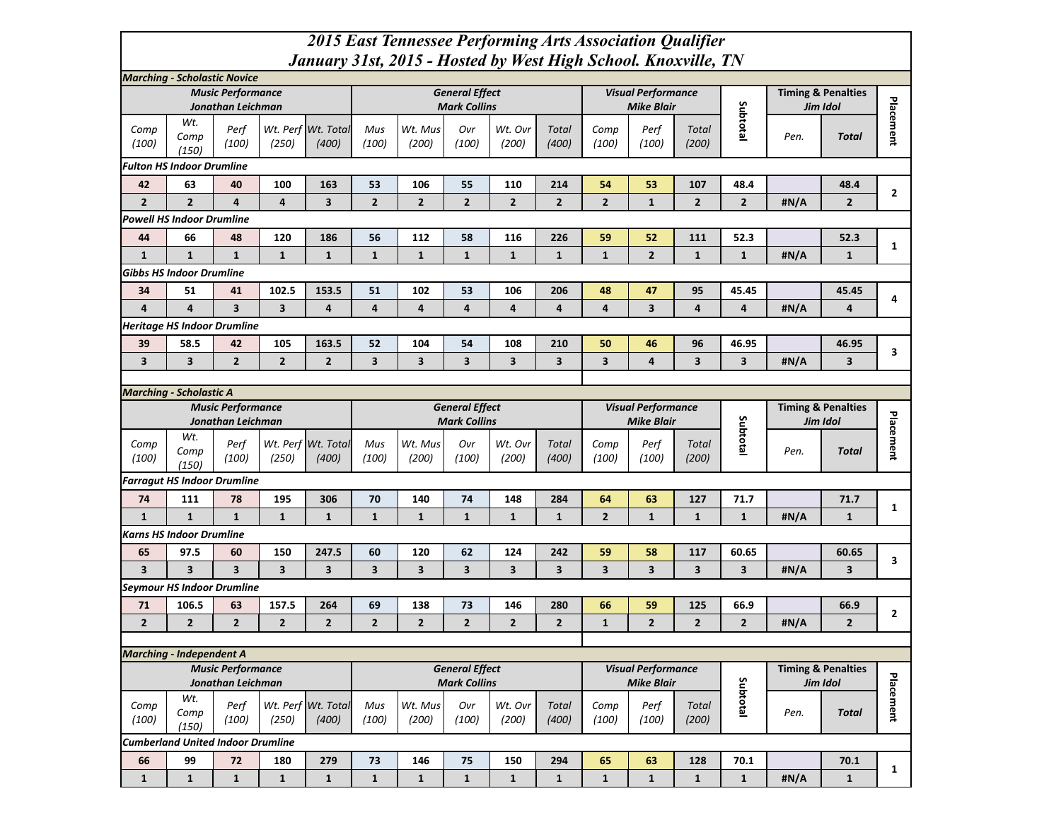# 2015 East Tennessee Performing Arts Association Qualifier

## January 31st, 2015 - Hosted by West High School. Knoxville, TN

### Marching - Scholastic Novice

| Music Performance<br>Jonathan Leichman | | | | | General Effect<br>Mark Collins | | | | | Visual Performance<br>Mike Blair | | | Subtotal | Timing & Penalties<br>Jim Idol | | Placement |
|---|---|---|---|---|---|---|---|---|---|---|---|---|---|---|---|---|
| Comp (100) | Wt. Comp (150) | Perf (100) | Wt. Perf (250) | Wt. Total (400) | Mus (100) | Wt. Mus (200) | Ovr (100) | Wt. Ovr (200) | Total (400) | Comp (100) | Perf (100) | Total (200) | | Pen. | Total | |
| **Fulton HS Indoor Drumline** | | | | | | | | | | | | | | | | |
| 42 | 63 | 40 | 100 | 163 | 53 | 106 | 55 | 110 | 214 | 54 | 53 | 107 | 48.4 | | 48.4 | 2 |
| 2 | 2 | 4 | 4 | 3 | 2 | 2 | 2 | 2 | 2 | 2 | 1 | 2 | 2 | #N/A | 2 | |
| **Powell HS Indoor Drumline** | | | | | | | | | | | | | | | | |
| 44 | 66 | 48 | 120 | 186 | 56 | 112 | 58 | 116 | 226 | 59 | 52 | 111 | 52.3 | | 52.3 | 1 |
| 1 | 1 | 1 | 1 | 1 | 1 | 1 | 1 | 1 | 1 | 1 | 2 | 1 | 1 | #N/A | 1 | |
| **Gibbs HS Indoor Drumline** | | | | | | | | | | | | | | | | |
| 34 | 51 | 41 | 102.5 | 153.5 | 51 | 102 | 53 | 106 | 206 | 48 | 47 | 95 | 45.45 | | 45.45 | 4 |
| 4 | 4 | 3 | 3 | 4 | 4 | 4 | 4 | 4 | 4 | 4 | 3 | 4 | 4 | #N/A | 4 | |
| **Heritage HS Indoor Drumline** | | | | | | | | | | | | | | | | |
| 39 | 58.5 | 42 | 105 | 163.5 | 52 | 104 | 54 | 108 | 210 | 50 | 46 | 96 | 46.95 | | 46.95 | 3 |
| 3 | 3 | 2 | 2 | 2 | 3 | 3 | 3 | 3 | 3 | 3 | 4 | 3 | 3 | #N/A | 3 | |

### Marching - Scholastic A

| Music Performance<br>Jonathan Leichman | | | | | General Effect<br>Mark Collins | | | | | Visual Performance<br>Mike Blair | | | Subtotal | Timing & Penalties<br>Jim Idol | | Placement |
|---|---|---|---|---|---|---|---|---|---|---|---|---|---|---|---|---|
| Comp (100) | Wt. Comp (150) | Perf (100) | Wt. Perf (250) | Wt. Total (400) | Mus (100) | Wt. Mus (200) | Ovr (100) | Wt. Ovr (200) | Total (400) | Comp (100) | Perf (100) | Total (200) | | Pen. | Total | |
| **Farragut HS Indoor Drumline** | | | | | | | | | | | | | | | | |
| 74 | 111 | 78 | 195 | 306 | 70 | 140 | 74 | 148 | 284 | 64 | 63 | 127 | 71.7 | | 71.7 | 1 |
| 1 | 1 | 1 | 1 | 1 | 1 | 1 | 1 | 1 | 1 | 2 | 1 | 1 | 1 | #N/A | 1 | |
| **Karns HS Indoor Drumline** | | | | | | | | | | | | | | | | |
| 65 | 97.5 | 60 | 150 | 247.5 | 60 | 120 | 62 | 124 | 242 | 59 | 58 | 117 | 60.65 | | 60.65 | 3 |
| 3 | 3 | 3 | 3 | 3 | 3 | 3 | 3 | 3 | 3 | 3 | 3 | 3 | 3 | #N/A | 3 | |
| **Seymour HS Indoor Drumline** | | | | | | | | | | | | | | | | |
| 71 | 106.5 | 63 | 157.5 | 264 | 69 | 138 | 73 | 146 | 280 | 66 | 59 | 125 | 66.9 | | 66.9 | 2 |
| 2 | 2 | 2 | 2 | 2 | 2 | 2 | 2 | 2 | 2 | 1 | 2 | 2 | 2 | #N/A | 2 | |

### Marching - Independent A

| Music Performance<br>Jonathan Leichman | | | | | General Effect<br>Mark Collins | | | | | Visual Performance<br>Mike Blair | | | Subtotal | Timing & Penalties<br>Jim Idol | | Placement |
|---|---|---|---|---|---|---|---|---|---|---|---|---|---|---|---|---|
| Comp (100) | Wt. Comp (150) | Perf (100) | Wt. Perf (250) | Wt. Total (400) | Mus (100) | Wt. Mus (200) | Ovr (100) | Wt. Ovr (200) | Total (400) | Comp (100) | Perf (100) | Total (200) | | Pen. | Total | |
| **Cumberland United Indoor Drumline** | | | | | | | | | | | | | | | | |
| 66 | 99 | 72 | 180 | 279 | 73 | 146 | 75 | 150 | 294 | 65 | 63 | 128 | 70.1 | | 70.1 | 1 |
| 1 | 1 | 1 | 1 | 1 | 1 | 1 | 1 | 1 | 1 | 1 | 1 | 1 | 1 | #N/A | 1 | |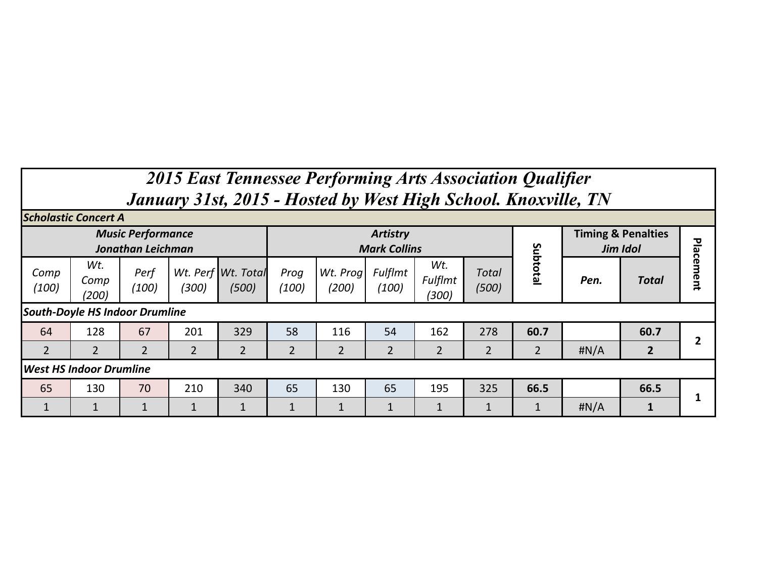# 2015 East Tennessee Performing Arts Association Qualifier

## January 31st, 2015 - Hosted by West High School. Knoxville, TN

**Scholastic Concert A**

| Music Performance Jonathan Leichman | | | | | Artistry Mark Collins | | | | | Subtotal | Timing & Penalties Jim Idol | | Placement |
|---|---|---|---|---|---|---|---|---|---|---|---|---|---|
| Comp (100) | Wt. Comp (200) | Perf (100) | Wt. Perf (300) | Wt. Total (500) | Prog (100) | Wt. Prog (200) | Fulflmt (100) | Wt. Fulflmt (300) | Total (500) | | Pen. | Total | |
| **South-Doyle HS Indoor Drumline** | | | | | | | | | | | | | |
| 64 | 128 | 67 | 201 | 329 | 58 | 116 | 54 | 162 | 278 | **60.7** | | **60.7** | **2** |
| 2 | 2 | 2 | 2 | 2 | 2 | 2 | 2 | 2 | 2 | 2 | #N/A | **2** | |
| **West HS Indoor Drumline** | | | | | | | | | | | | | |
| 65 | 130 | 70 | 210 | 340 | 65 | 130 | 65 | 195 | 325 | **66.5** | | **66.5** | **1** |
| 1 | 1 | 1 | 1 | 1 | 1 | 1 | 1 | 1 | 1 | 1 | #N/A | **1** | |